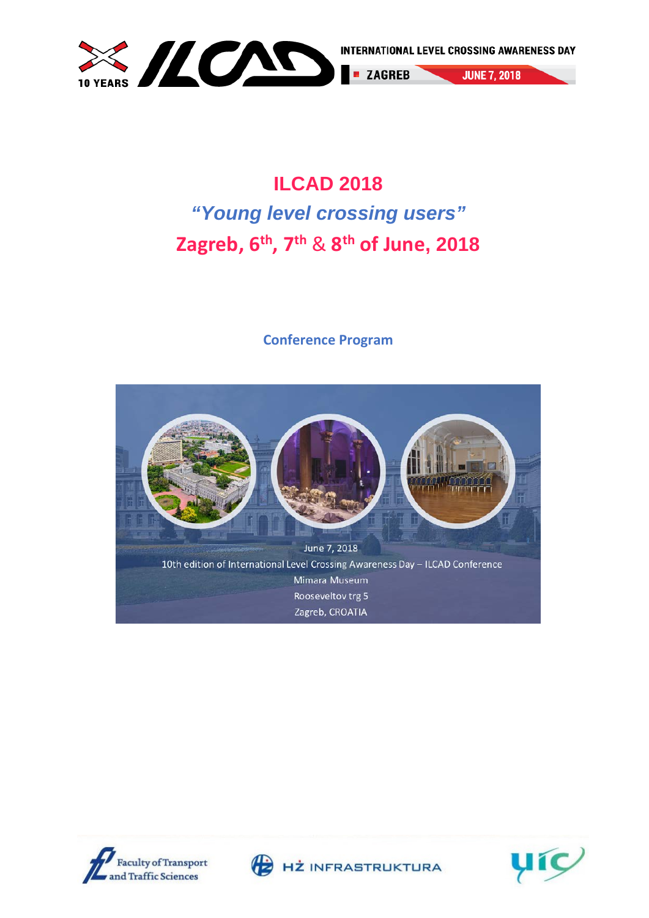INTERNATIONAL LEVEL CROSSING AWARENESS DAY

ZAGREB JUNE 7, 2018

# ILCAD 2018

## *“Young level crossing users”*

## Zagreb, 6th, 7th & 8th of June, 2018

### Conference Program

June 7, 2018

10th edition of International Level Crossing Awareness Day – ILCAD Conference

Mimara Museum

Rooseveltov trg 5

Zagreb, CROATIA

Faculty of Transport and Traffic Sciences

HŽ INFRASTRUKTURA

UIC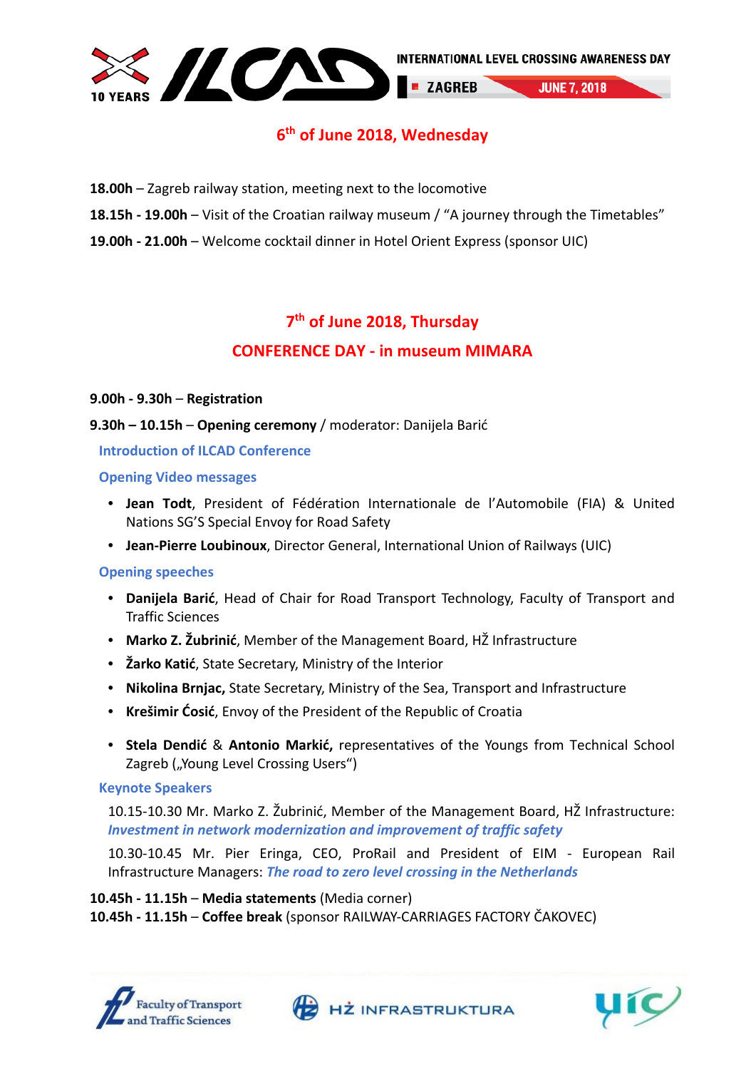## 6th of June 2018, Wednesday

**18.00h** – Zagreb railway station, meeting next to the locomotive

**18.15h - 19.00h** – Visit of the Croatian railway museum / "A journey through the Timetables"

**19.00h - 21.00h** – Welcome cocktail dinner in Hotel Orient Express (sponsor UIC)

## 7th of June 2018, Thursday

## CONFERENCE DAY - in museum MIMARA

**9.00h - 9.30h** – **Registration**

**9.30h – 10.15h** – **Opening ceremony** / moderator: Danijela Barić

### Introduction of ILCAD Conference

### Opening Video messages

- **Jean Todt**, President of Fédération Internationale de l'Automobile (FIA) & United Nations SG'S Special Envoy for Road Safety
- **Jean-Pierre Loubinoux**, Director General, International Union of Railways (UIC)

### Opening speeches

- **Danijela Barić**, Head of Chair for Road Transport Technology, Faculty of Transport and Traffic Sciences
- **Marko Z. Žubrinić**, Member of the Management Board, HŽ Infrastructure
- **Žarko Katić**, State Secretary, Ministry of the Interior
- **Nikolina Brnjac,** State Secretary, Ministry of the Sea, Transport and Infrastructure
- **Krešimir Ćosić**, Envoy of the President of the Republic of Croatia
- **Stela Dendić** & **Antonio Markić,** representatives of the Youngs from Technical School Zagreb („Young Level Crossing Users")

### Keynote Speakers

10.15-10.30 Mr. Marko Z. Žubrinić, Member of the Management Board, HŽ Infrastructure: ***Investment in network modernization and improvement of traffic safety***

10.30-10.45 Mr. Pier Eringa, CEO, ProRail and President of EIM - European Rail Infrastructure Managers: ***The road to zero level crossing in the Netherlands***

**10.45h - 11.15h** – **Media statements** (Media corner)
**10.45h - 11.15h** – **Coffee break** (sponsor RAILWAY-CARRIAGES FACTORY ČAKOVEC)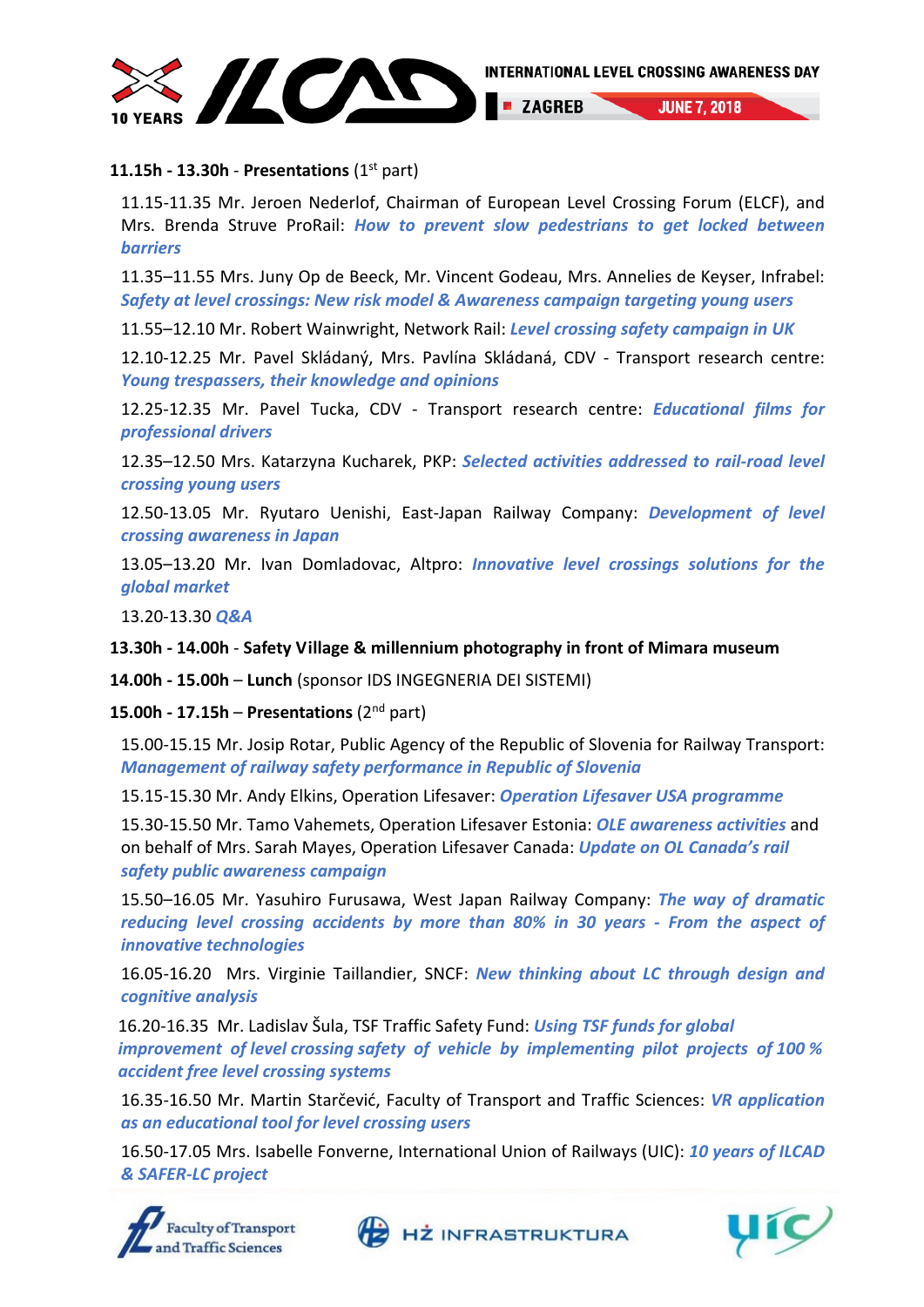**11.15h - 13.30h** - **Presentations** (1st part)

11.15-11.35 Mr. Jeroen Nederlof, Chairman of European Level Crossing Forum (ELCF), and Mrs. Brenda Struve ProRail: ***How to prevent slow pedestrians to get locked between barriers***

11.35–11.55 Mrs. Juny Op de Beeck, Mr. Vincent Godeau, Mrs. Annelies de Keyser, Infrabel: ***Safety at level crossings: New risk model & Awareness campaign targeting young users***

11.55–12.10 Mr. Robert Wainwright, Network Rail: ***Level crossing safety campaign in UK***

12.10-12.25 Mr. Pavel Skládaný, Mrs. Pavlína Skládaná, CDV - Transport research centre: ***Young trespassers, their knowledge and opinions***

12.25-12.35 Mr. Pavel Tucka, CDV - Transport research centre: ***Educational films for professional drivers***

12.35–12.50 Mrs. Katarzyna Kucharek, PKP: ***Selected activities addressed to rail-road level crossing young users***

12.50-13.05 Mr. Ryutaro Uenishi, East-Japan Railway Company: ***Development of level crossing awareness in Japan***

13.05–13.20 Mr. Ivan Domladovac, Altpro: ***Innovative level crossings solutions for the global market***

13.20-13.30 ***Q&A***

**13.30h - 14.00h** - **Safety Village & millennium photography in front of Mimara museum**

**14.00h - 15.00h** – **Lunch** (sponsor IDS INGEGNERIA DEI SISTEMI)

**15.00h - 17.15h** – **Presentations** (2nd part)

15.00-15.15 Mr. Josip Rotar, Public Agency of the Republic of Slovenia for Railway Transport: ***Management of railway safety performance in Republic of Slovenia***

15.15-15.30 Mr. Andy Elkins, Operation Lifesaver: ***Operation Lifesaver USA programme***

15.30-15.50 Mr. Tamo Vahemets, Operation Lifesaver Estonia: ***OLE awareness activities*** and on behalf of Mrs. Sarah Mayes, Operation Lifesaver Canada: ***Update on OL Canada's rail safety public awareness campaign***

15.50–16.05 Mr. Yasuhiro Furusawa, West Japan Railway Company: ***The way of dramatic reducing level crossing accidents by more than 80% in 30 years - From the aspect of innovative technologies***

16.05-16.20 Mrs. Virginie Taillandier, SNCF: ***New thinking about LC through design and cognitive analysis***

16.20-16.35 Mr. Ladislav Šula, TSF Traffic Safety Fund: ***Using TSF funds for global improvement of level crossing safety of vehicle by implementing pilot projects of 100 % accident free level crossing systems***

16.35-16.50 Mr. Martin Starčević, Faculty of Transport and Traffic Sciences: ***VR application as an educational tool for level crossing users***

16.50-17.05 Mrs. Isabelle Fonverne, International Union of Railways (UIC): ***10 years of ILCAD & SAFER-LC project***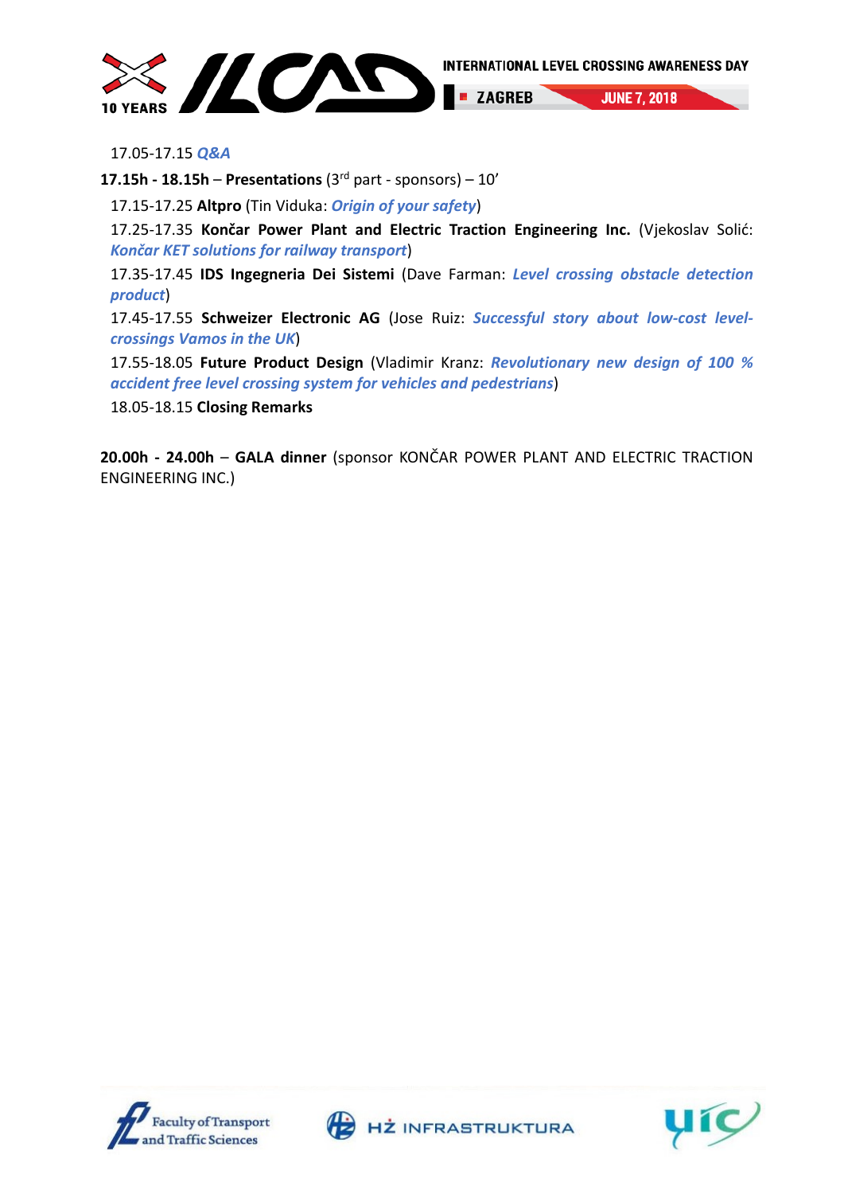17.05-17.15 ***Q&A***

**17.15h - 18.15h** – **Presentations** (3rd part - sponsors) – 10'

17.15-17.25 **Altpro** (Tin Viduka: ***Origin of your safety***)

17.25-17.35 **Končar Power Plant and Electric Traction Engineering Inc.** (Vjekoslav Solić: ***Končar KET solutions for railway transport***)

17.35-17.45 **IDS Ingegneria Dei Sistemi** (Dave Farman: ***Level crossing obstacle detection product***)

17.45-17.55 **Schweizer Electronic AG** (Jose Ruiz: ***Successful story about low-cost level-crossings Vamos in the UK***)

17.55-18.05 **Future Product Design** (Vladimir Kranz: ***Revolutionary new design of 100 % accident free level crossing system for vehicles and pedestrians***)

18.05-18.15 **Closing Remarks**

**20.00h - 24.00h** – **GALA dinner** (sponsor KONČAR POWER PLANT AND ELECTRIC TRACTION ENGINEERING INC.)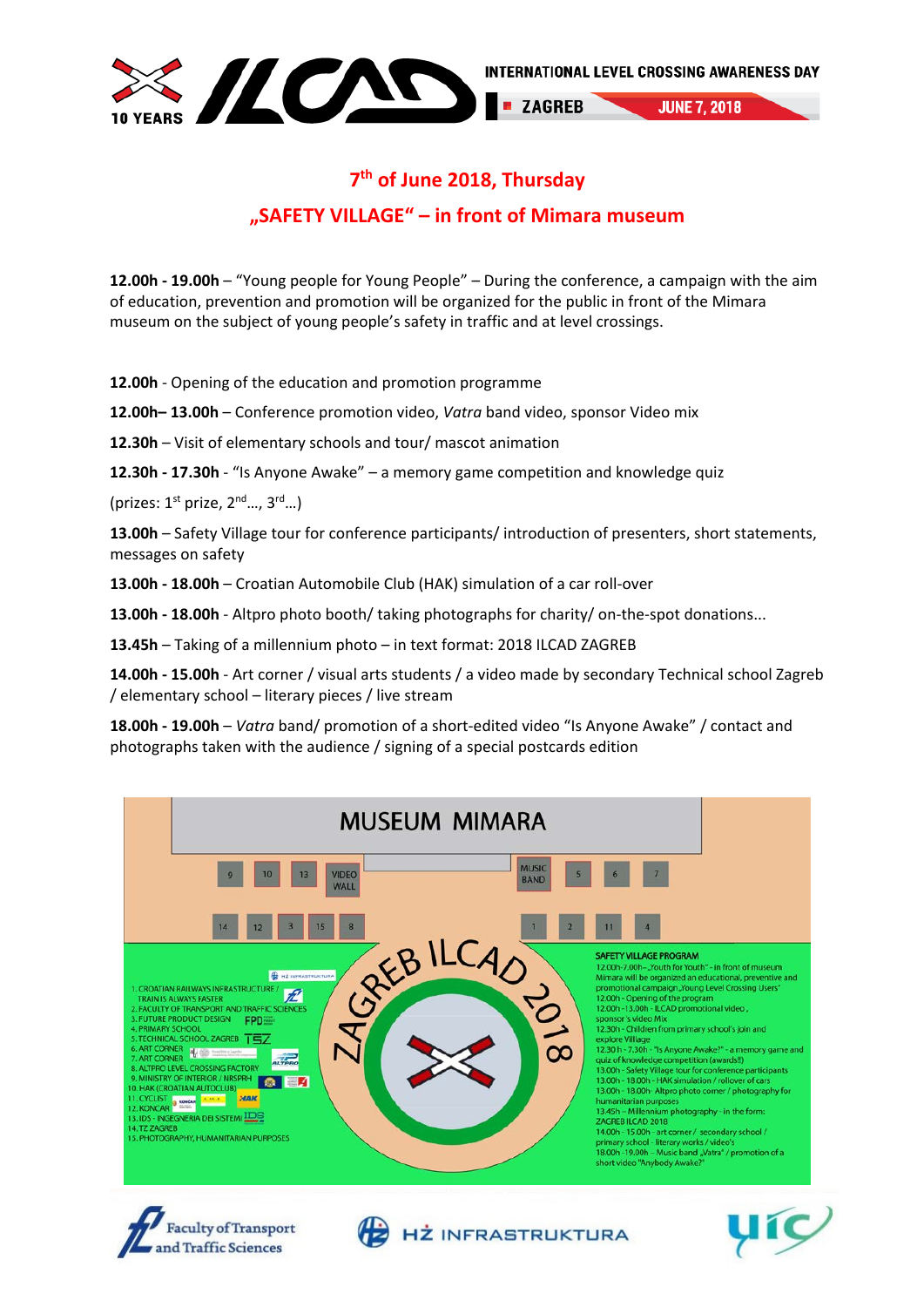INTERNATIONAL LEVEL CROSSING AWARENESS DAY

ZAGREB JUNE 7, 2018

## 7th of June 2018, Thursday

## „SAFETY VILLAGE“ – in front of Mimara museum

**12.00h - 19.00h** – “Young people for Young People” – During the conference, a campaign with the aim of education, prevention and promotion will be organized for the public in front of the Mimara museum on the subject of young people’s safety in traffic and at level crossings.

**12.00h** - Opening of the education and promotion programme

**12.00h– 13.00h** – Conference promotion video, *Vatra* band video, sponsor Video mix

**12.30h** – Visit of elementary schools and tour/ mascot animation

**12.30h - 17.30h** - “Is Anyone Awake” – a memory game competition and knowledge quiz

(prizes: 1st prize, 2nd…, 3rd…)

**13.00h** – Safety Village tour for conference participants/ introduction of presenters, short statements, messages on safety

**13.00h - 18.00h** – Croatian Automobile Club (HAK) simulation of a car roll-over

**13.00h - 18.00h** - Altpro photo booth/ taking photographs for charity/ on-the-spot donations...

**13.45h** – Taking of a millennium photo – in text format: 2018 ILCAD ZAGREB

**14.00h - 15.00h** - Art corner / visual arts students / a video made by secondary Technical school Zagreb / elementary school – literary pieces / live stream

**18.00h - 19.00h** – *Vatra* band/ promotion of a short-edited video “Is Anyone Awake” / contact and photographs taken with the audience / signing of a special postcards edition

MUSEUM MIMARA

9 10 13 VIDEO WALL MUSIC BAND 5 6 7

14 12 3 15 8 1 2 11 4

ZAGREB ILCAD 2018

1. CROATIAN RAILWAYS INFRASTRUCTURE / TRAIN IS ALWAYS FASTER
2. FACULTY OF TRANSPORT AND TRAFFIC SCIENCES
3. FUTURE PRODUCT DESIGN
4. PRIMARY SCHOOL
5. TECHNICAL SCHOOL ZAGREB
6. ART CORNER
7. ART CORNER
8. ALTPRO LEVEL CROSSING FACTORY
9. MINISTRY OF INTERIOR / NRSPRH
10. HAK (CROATIAN AUTOCLUB)
11. CYCLIST
12. KONCAR
13. IDS - INGEGNERIA DEI SISTEMI
14. TZ ZAGREB
15. PHOTOGRAPHY, HUMANITARIAN PURPOSES

SAFETY VILLAGE PROGRAM

12.00h-7.00h – „Youth for Youth“ - in front of museum Mimara will be organized an educational, preventive and promotional campaign „Young Level Crossing Users“
12.00h - Opening of the program
12.00h - 13.00h - ILCAD promotional video, sponsor's video Mix
12.30h - Children from primary school's join and explore Village
12.30 h - 7.30h - "Is Anyone Awake?" - a memory game and quiz of knowledge competition (awards!)
13.00h - Safety Village tour for conference participants
13.00h - 18.00h - HAK simulation / rollover of cars
13.00h - 18.00h - Altpro photo corner / photography for humanitarian purposes
13.45h – Millennium photography - in the form: ZAGREB ILCAD 2018
14.00h - 15.00h - art corner / secondary school / primary school - literary works / video's
18.00h - 19.00h - Music band „Vatra“ / promotion of a short video "Anybody Awake?"

Faculty of Transport and Traffic Sciences | HŽ INFRASTRUKTURA | uic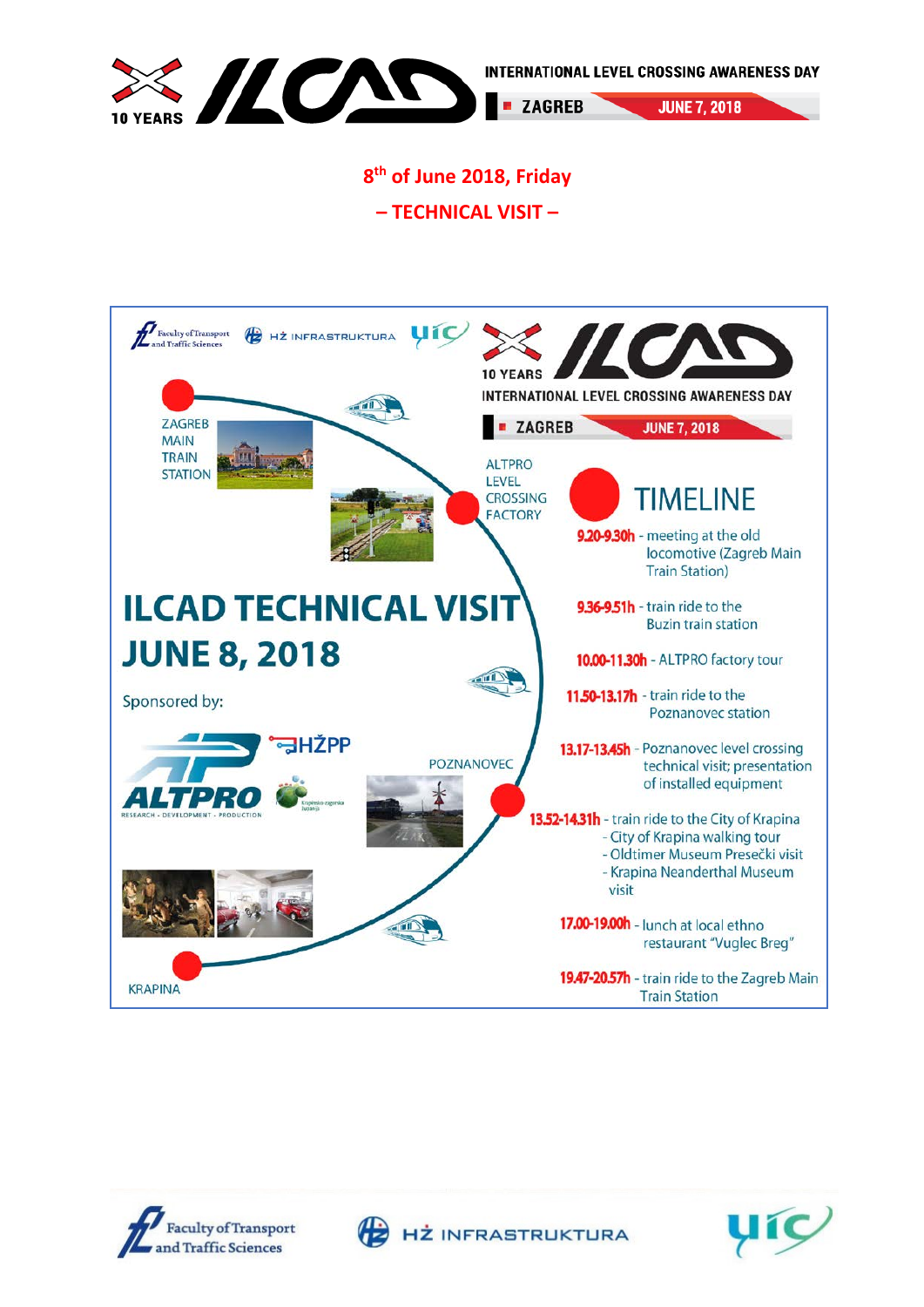**8th of June 2018, Friday**

**– TECHNICAL VISIT –**

ZAGREB MAIN TRAIN STATION

ALTPRO LEVEL CROSSING FACTORY

POZNANOVEC

KRAPINA

# ILCAD TECHNICAL VISIT JUNE 8, 2018

Sponsored by:

ALTPRO RESEARCH - DEVELOPMENT - PRODUCTION

HŽPP

## TIMELINE

- **9.20-9.30h** - meeting at the old locomotive (Zagreb Main Train Station)
- **9.36-9.51h** - train ride to the Buzin train station
- **10.00-11.30h** - ALTPRO factory tour
- **11.50-13.17h** - train ride to the Poznanovec station
- **13.17-13.45h** - Poznanovec level crossing technical visit; presentation of installed equipment
- **13.52-14.31h** - train ride to the City of Krapina
  - City of Krapina walking tour
  - Oldtimer Museum Presečki visit
  - Krapina Neanderthal Museum visit
- **17.00-19.00h** - lunch at local ethno restaurant "Vuglec Breg"
- **19.47-20.57h** - train ride to the Zagreb Main Train Station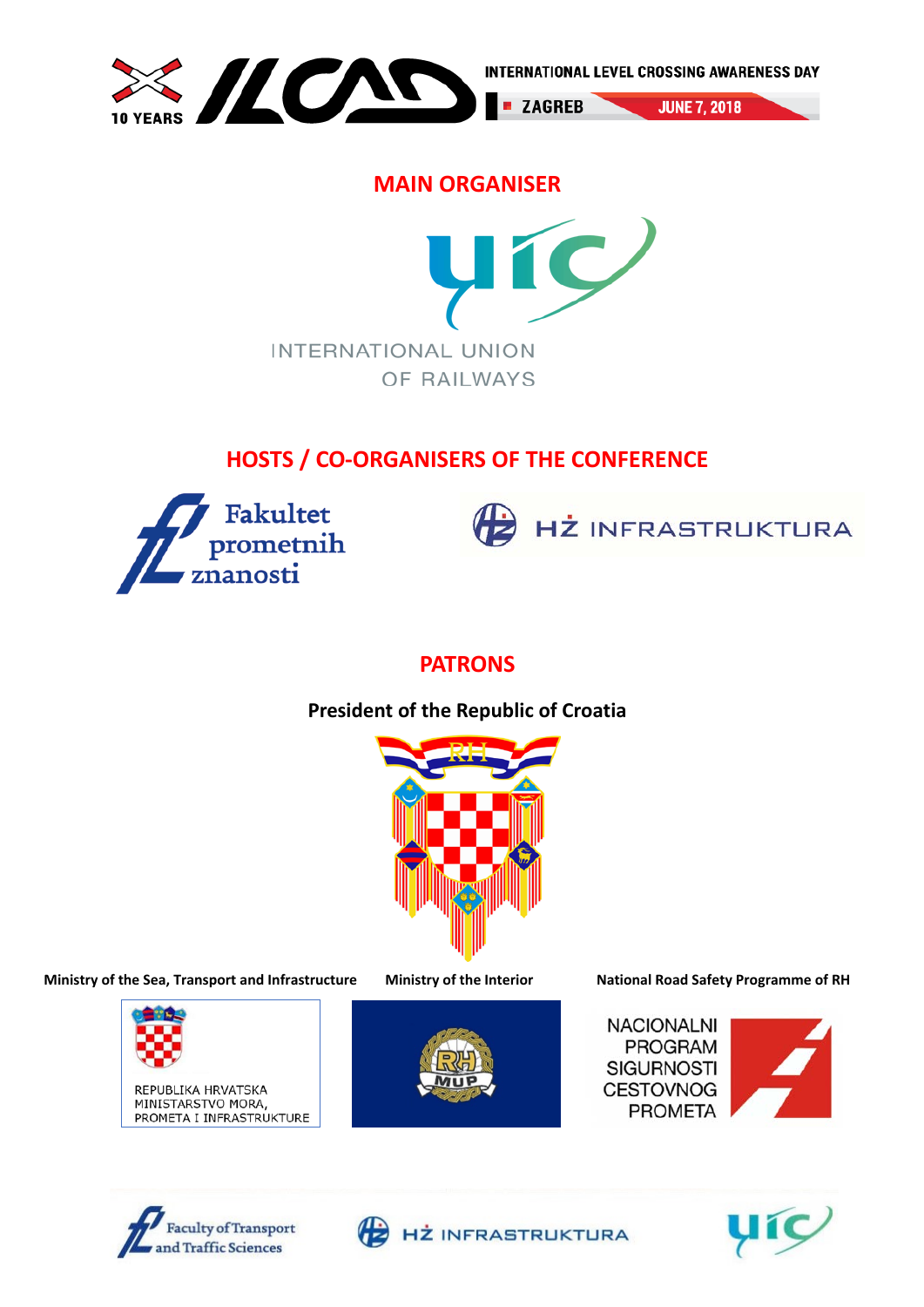10 YEARS ILCAD INTERNATIONAL LEVEL CROSSING AWARENESS DAY

ZAGREB JUNE 7, 2018

## MAIN ORGANISER

INTERNATIONAL UNION OF RAILWAYS

## HOSTS / CO-ORGANISERS OF THE CONFERENCE

Fakultet prometnih znanosti

HŽ INFRASTRUKTURA

## PATRONS

**President of the Republic of Croatia**

RH

**Ministry of the Sea, Transport and Infrastructure**

REPUBLIKA HRVATSKA MINISTARSTVO MORA, PROMETA I INFRASTRUKTURE

**Ministry of the Interior**

RH MUP

**National Road Safety Programme of RH**

NACIONALNI PROGRAM SIGURNOSTI CESTOVNOG PROMETA

Faculty of Transport and Traffic Sciences

HŽ INFRASTRUKTURA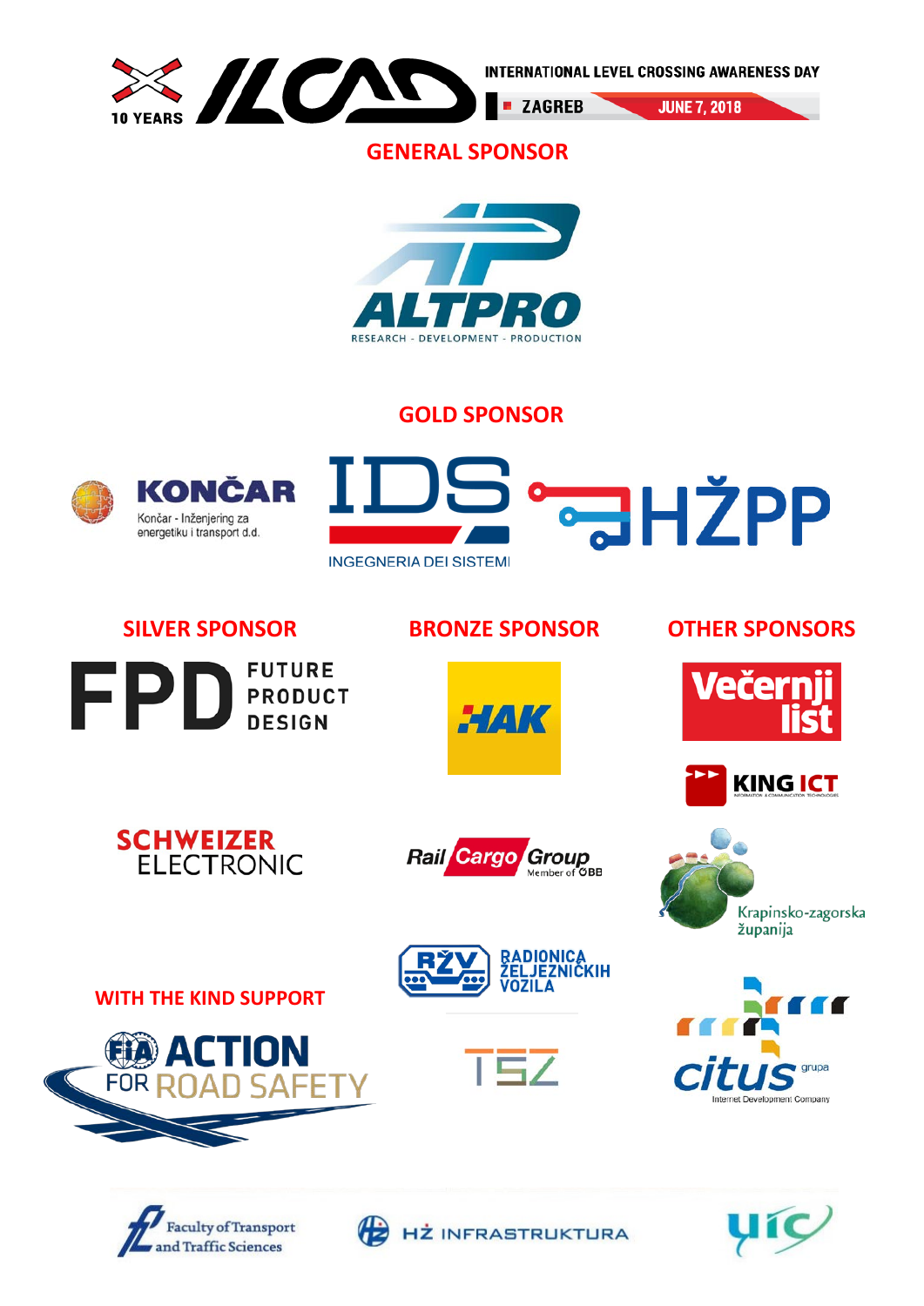10 YEARS ILCAD INTERNATIONAL LEVEL CROSSING AWARENESS DAY

ZAGREB JUNE 7, 2018

## GENERAL SPONSOR

ALTPRO

RESEARCH - DEVELOPMENT - PRODUCTION

## GOLD SPONSOR

KONČAR

Končar - Inženjering za energetiku i transport d.d.

IDS INGEGNERIA DEI SISTEMI

HŽPP

## SILVER SPONSOR

FPD FUTURE PRODUCT DESIGN

SCHWEIZER ELECTRONIC

## BRONZE SPONSOR

HAK

Rail Cargo Group Member of ÖBB

RŽV RADIONICA ŽELJEZNIČKIH VOZILA

TSZ

## OTHER SPONSORS

Večernji list

KING ICT

Krapinsko-zagorska županija

citus grupa Internet Development Company

## WITH THE KIND SUPPORT

FIA ACTION FOR ROAD SAFETY

Faculty of Transport and Traffic Sciences

HŽ INFRASTRUKTURA

uic